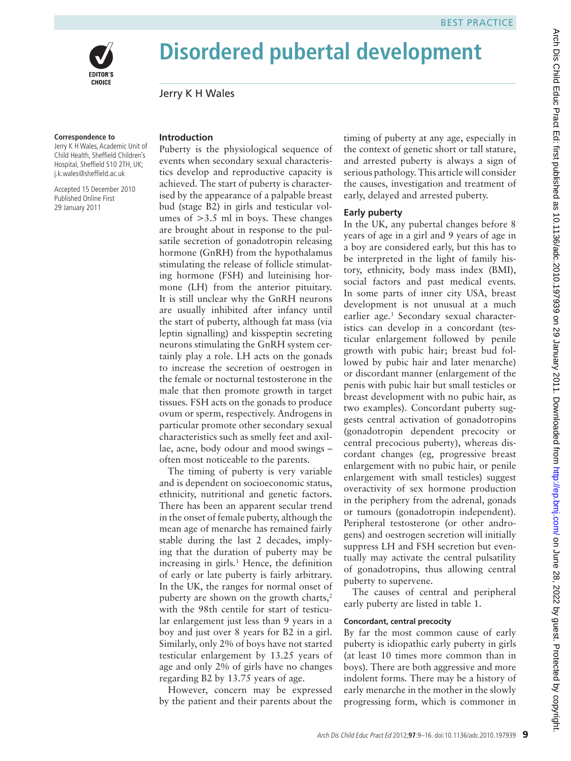# Disordered pubertal development

Jerry K H Wales

**Correspondence to**
Jerry K H Wales, Academic Unit of Child Health, Sheffield Children's Hospital, Sheffield S10 2TH, UK; j.k.wales@sheffield.ac.uk

Accepted 15 December 2010
Published Online First 29 January 2011

## Introduction

Puberty is the physiological sequence of events when secondary sexual characteristics develop and reproductive capacity is achieved. The start of puberty is characterised by the appearance of a palpable breast bud (stage B2) in girls and testicular volumes of >3.5 ml in boys. These changes are brought about in response to the pulsatile secretion of gonadotropin releasing hormone (GnRH) from the hypothalamus stimulating the release of follicle stimulating hormone (FSH) and luteinising hormone (LH) from the anterior pituitary. It is still unclear why the GnRH neurons are usually inhibited after infancy until the start of puberty, although fat mass (via leptin signalling) and kisspeptin secreting neurons stimulating the GnRH system certainly play a role. LH acts on the gonads to increase the secretion of oestrogen in the female or nocturnal testosterone in the male that then promote growth in target tissues. FSH acts on the gonads to produce ovum or sperm, respectively. Androgens in particular promote other secondary sexual characteristics such as smelly feet and axillae, acne, body odour and mood swings – often most noticeable to the parents.

The timing of puberty is very variable and is dependent on socioeconomic status, ethnicity, nutritional and genetic factors. There has been an apparent secular trend in the onset of female puberty, although the mean age of menarche has remained fairly stable during the last 2 decades, implying that the duration of puberty may be increasing in girls.[1] Hence, the definition of early or late puberty is fairly arbitrary. In the UK, the ranges for normal onset of puberty are shown on the growth charts,[2] with the 98th centile for start of testicular enlargement just less than 9 years in a boy and just over 8 years for B2 in a girl. Similarly, only 2% of boys have not started testicular enlargement by 13.25 years of age and only 2% of girls have no changes regarding B2 by 13.75 years of age.

However, concern may be expressed by the patient and their parents about the timing of puberty at any age, especially in the context of genetic short or tall stature, and arrested puberty is always a sign of serious pathology. This article will consider the causes, investigation and treatment of early, delayed and arrested puberty.

## Early puberty

In the UK, any pubertal changes before 8 years of age in a girl and 9 years of age in a boy are considered early, but this has to be interpreted in the light of family history, ethnicity, body mass index (BMI), social factors and past medical events. In some parts of inner city USA, breast development is not unusual at a much earlier age.[3] Secondary sexual characteristics can develop in a concordant (testicular enlargement followed by penile growth with pubic hair; breast bud followed by pubic hair and later menarche) or discordant manner (enlargement of the penis with pubic hair but small testicles or breast development with no pubic hair, as two examples). Concordant puberty suggests central activation of gonadotropins (gonadotropin dependent precocity or central precocious puberty), whereas discordant changes (eg, progressive breast enlargement with no pubic hair, or penile enlargement with small testicles) suggest overactivity of sex hormone production in the periphery from the adrenal, gonads or tumours (gonadotropin independent). Peripheral testosterone (or other androgens) and oestrogen secretion will initially suppress LH and FSH secretion but eventually may activate the central pulsatility of gonadotropins, thus allowing central puberty to supervene.

The causes of central and peripheral early puberty are listed in table 1.

### Concordant, central precocity

By far the most common cause of early puberty is idiopathic early puberty in girls (at least 10 times more common than in boys). There are both aggressive and more indolent forms. There may be a history of early menarche in the mother in the slowly progressing form, which is commoner in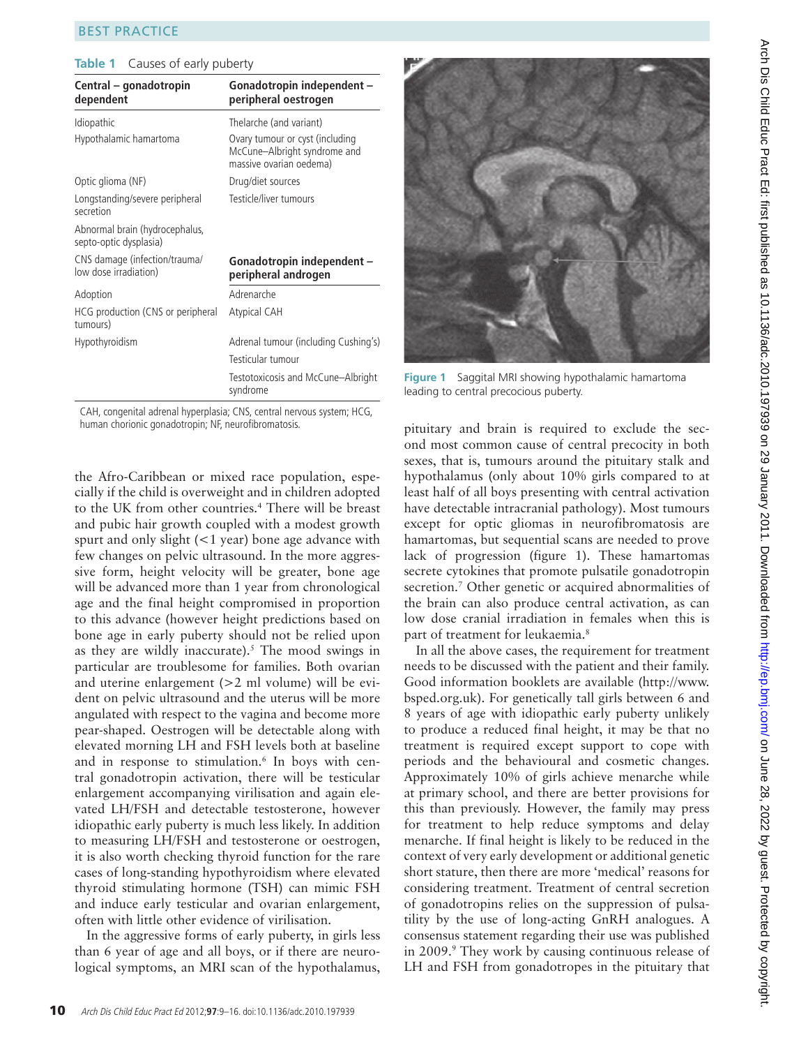**Table 1** Causes of early puberty

| Central – gonadotropin dependent | Gonadotropin independent – peripheral oestrogen |
|---|---|
| Idiopathic | Thelarche (and variant) |
| Hypothalamic hamartoma | Ovary tumour or cyst (including McCune–Albright syndrome and massive ovarian oedema) |
| Optic glioma (NF) | Drug/diet sources |
| Longstanding/severe peripheral secretion | Testicle/liver tumours |
| Abnormal brain (hydrocephalus, septo-optic dysplasia) | |
| CNS damage (infection/trauma/low dose irradiation) | **Gonadotropin independent – peripheral androgen** |
| Adoption | Adrenarche |
| HCG production (CNS or peripheral tumours) | Atypical CAH |
| Hypothyroidism | Adrenal tumour (including Cushing's) |
| | Testicular tumour |
| | Testotoxicosis and McCune–Albright syndrome |

CAH, congenital adrenal hyperplasia; CNS, central nervous system; HCG, human chorionic gonadotropin; NF, neurofibromatosis.

the Afro-Caribbean or mixed race population, especially if the child is overweight and in children adopted to the UK from other countries.[4] There will be breast and pubic hair growth coupled with a modest growth spurt and only slight (<1 year) bone age advance with few changes on pelvic ultrasound. In the more aggressive form, height velocity will be greater, bone age will be advanced more than 1 year from chronological age and the final height compromised in proportion to this advance (however height predictions based on bone age in early puberty should not be relied upon as they are wildly inaccurate).[5] The mood swings in particular are troublesome for families. Both ovarian and uterine enlargement (>2 ml volume) will be evident on pelvic ultrasound and the uterus will be more angulated with respect to the vagina and become more pear-shaped. Oestrogen will be detectable along with elevated morning LH and FSH levels both at baseline and in response to stimulation.[6] In boys with central gonadotropin activation, there will be testicular enlargement accompanying virilisation and again elevated LH/FSH and detectable testosterone, however idiopathic early puberty is much less likely. In addition to measuring LH/FSH and testosterone or oestrogen, it is also worth checking thyroid function for the rare cases of long-standing hypothyroidism where elevated thyroid stimulating hormone (TSH) can mimic FSH and induce early testicular and ovarian enlargement, often with little other evidence of virilisation.

In the aggressive forms of early puberty, in girls less than 6 year of age and all boys, or if there are neurological symptoms, an MRI scan of the hypothalamus, pituitary and brain is required to exclude the second most common cause of central precocity in both sexes, that is, tumours around the pituitary stalk and hypothalamus (only about 10% girls compared to at least half of all boys presenting with central activation have detectable intracranial pathology). Most tumours except for optic gliomas in neurofibromatosis are hamartomas, but sequential scans are needed to prove lack of progression (figure 1). These hamartomas secrete cytokines that promote pulsatile gonadotropin secretion.[7] Other genetic or acquired abnormalities of the brain can also produce central activation, as can low dose cranial irradiation in females when this is part of treatment for leukaemia.[8]

**Figure 1** Saggital MRI showing hypothalamic hamartoma leading to central precocious puberty.

In all the above cases, the requirement for treatment needs to be discussed with the patient and their family. Good information booklets are available (http://www.bsped.org.uk). For genetically tall girls between 6 and 8 years of age with idiopathic early puberty unlikely to produce a reduced final height, it may be that no treatment is required except support to cope with periods and the behavioural and cosmetic changes. Approximately 10% of girls achieve menarche while at primary school, and there are better provisions for this than previously. However, the family may press for treatment to help reduce symptoms and delay menarche. If final height is likely to be reduced in the context of very early development or additional genetic short stature, then there are more 'medical' reasons for considering treatment. Treatment of central secretion of gonadotropins relies on the suppression of pulsatility by the use of long-acting GnRH analogues. A consensus statement regarding their use was published in 2009.[9] They work by causing continuous release of LH and FSH from gonadotropes in the pituitary that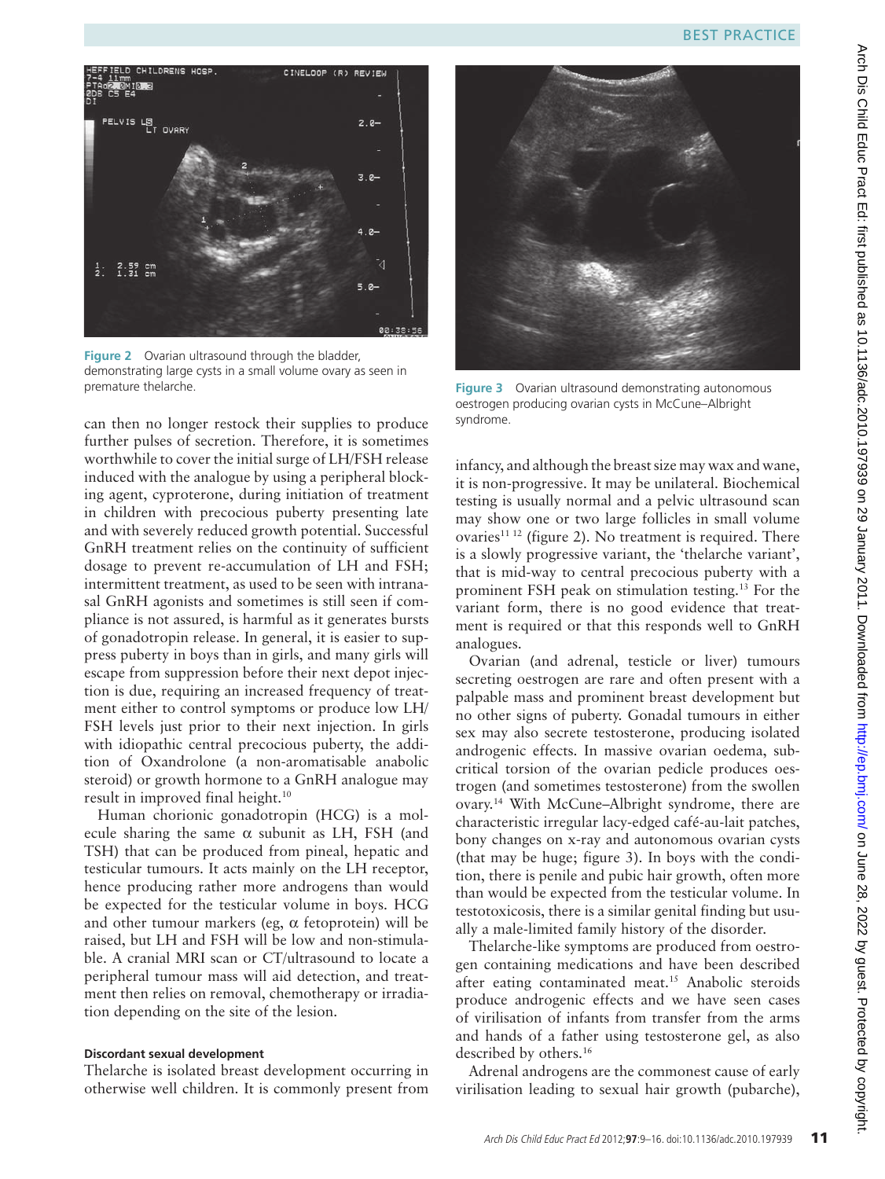Figure 2 Ovarian ultrasound through the bladder, demonstrating large cysts in a small volume ovary as seen in premature thelarche.

Figure 3 Ovarian ultrasound demonstrating autonomous oestrogen producing ovarian cysts in McCune–Albright syndrome.

can then no longer restock their supplies to produce further pulses of secretion. Therefore, it is sometimes worthwhile to cover the initial surge of LH/FSH release induced with the analogue by using a peripheral blocking agent, cyproterone, during initiation of treatment in children with precocious puberty presenting late and with severely reduced growth potential. Successful GnRH treatment relies on the continuity of sufficient dosage to prevent re-accumulation of LH and FSH; intermittent treatment, as used to be seen with intranasal GnRH agonists and sometimes is still seen if compliance is not assured, is harmful as it generates bursts of gonadotropin release. In general, it is easier to suppress puberty in boys than in girls, and many girls will escape from suppression before their next depot injection is due, requiring an increased frequency of treatment either to control symptoms or produce low LH/FSH levels just prior to their next injection. In girls with idiopathic central precocious puberty, the addition of Oxandrolone (a non-aromatisable anabolic steroid) or growth hormone to a GnRH analogue may result in improved final height.[10]

Human chorionic gonadotropin (HCG) is a molecule sharing the same α subunit as LH, FSH (and TSH) that can be produced from pineal, hepatic and testicular tumours. It acts mainly on the LH receptor, hence producing rather more androgens than would be expected for the testicular volume in boys. HCG and other tumour markers (eg, α fetoprotein) will be raised, but LH and FSH will be low and non-stimulable. A cranial MRI scan or CT/ultrasound to locate a peripheral tumour mass will aid detection, and treatment then relies on removal, chemotherapy or irradiation depending on the site of the lesion.

### Discordant sexual development

Thelarche is isolated breast development occurring in otherwise well children. It is commonly present from infancy, and although the breast size may wax and wane, it is non-progressive. It may be unilateral. Biochemical testing is usually normal and a pelvic ultrasound scan may show one or two large follicles in small volume ovaries[11 12] (figure 2). No treatment is required. There is a slowly progressive variant, the 'thelarche variant', that is mid-way to central precocious puberty with a prominent FSH peak on stimulation testing.[13] For the variant form, there is no good evidence that treatment is required or that this responds well to GnRH analogues.

Ovarian (and adrenal, testicle or liver) tumours secreting oestrogen are rare and often present with a palpable mass and prominent breast development but no other signs of puberty. Gonadal tumours in either sex may also secrete testosterone, producing isolated androgenic effects. In massive ovarian oedema, subcritical torsion of the ovarian pedicle produces oestrogen (and sometimes testosterone) from the swollen ovary.[14] With McCune–Albright syndrome, there are characteristic irregular lacy-edged café-au-lait patches, bony changes on x-ray and autonomous ovarian cysts (that may be huge; figure 3). In boys with the condition, there is penile and pubic hair growth, often more than would be expected from the testicular volume. In testotoxicosis, there is a similar genital finding but usually a male-limited family history of the disorder.

Thelarche-like symptoms are produced from oestrogen containing medications and have been described after eating contaminated meat.[15] Anabolic steroids produce androgenic effects and we have seen cases of virilisation of infants from transfer from the arms and hands of a father using testosterone gel, as also described by others.[16]

Adrenal androgens are the commonest cause of early virilisation leading to sexual hair growth (pubarche),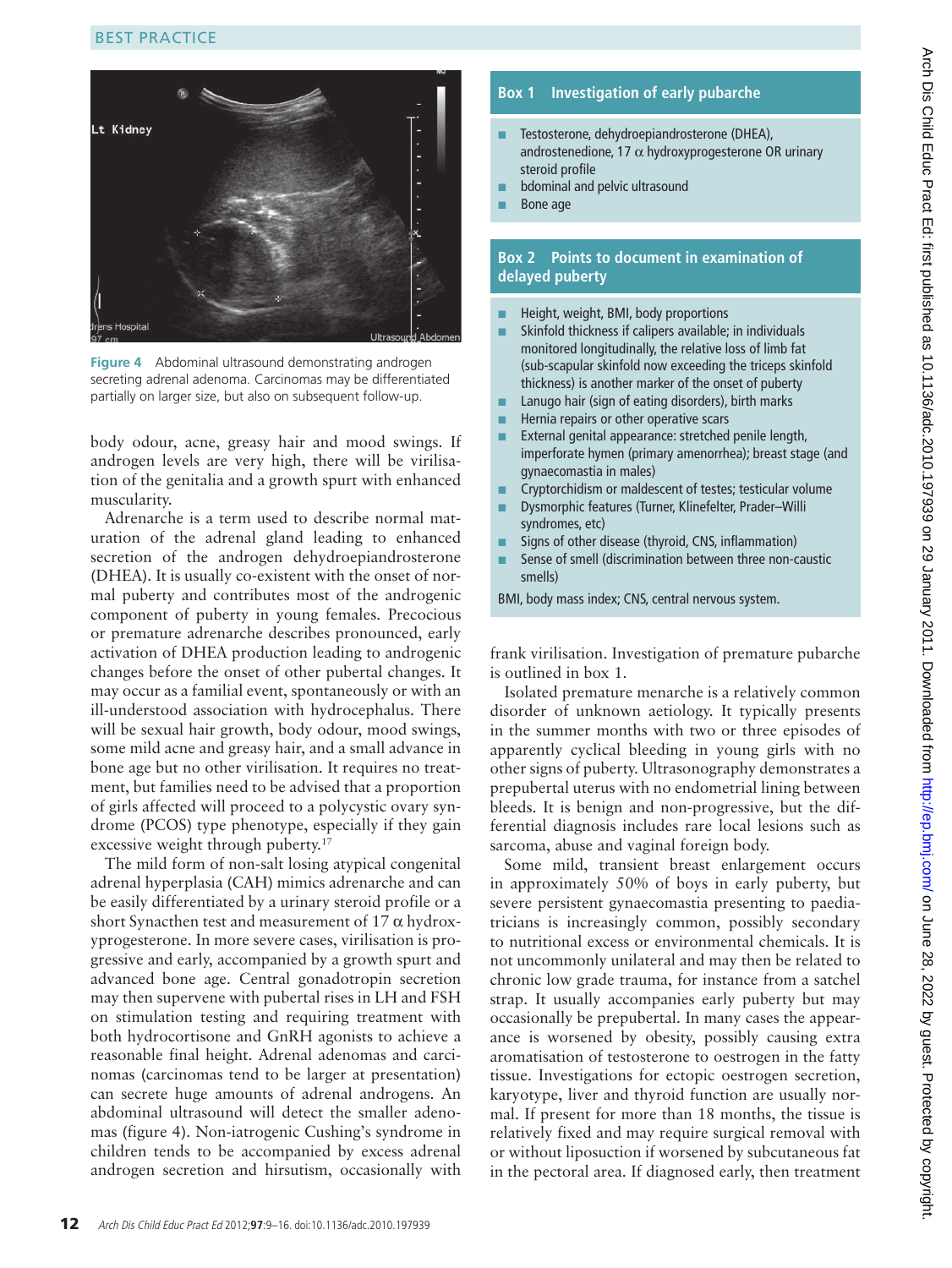Figure 4 Abdominal ultrasound demonstrating androgen secreting adrenal adenoma. Carcinomas may be differentiated partially on larger size, but also on subsequent follow-up.

body odour, acne, greasy hair and mood swings. If androgen levels are very high, there will be virilisation of the genitalia and a growth spurt with enhanced muscularity.

Adrenarche is a term used to describe normal maturation of the adrenal gland leading to enhanced secretion of the androgen dehydroepiandrosterone (DHEA). It is usually co-existent with the onset of normal puberty and contributes most of the androgenic component of puberty in young females. Precocious or premature adrenarche describes pronounced, early activation of DHEA production leading to androgenic changes before the onset of other pubertal changes. It may occur as a familial event, spontaneously or with an ill-understood association with hydrocephalus. There will be sexual hair growth, body odour, mood swings, some mild acne and greasy hair, and a small advance in bone age but no other virilisation. It requires no treatment, but families need to be advised that a proportion of girls affected will proceed to a polycystic ovary syndrome (PCOS) type phenotype, especially if they gain excessive weight through puberty.[17]

The mild form of non-salt losing atypical congenital adrenal hyperplasia (CAH) mimics adrenarche and can be easily differentiated by a urinary steroid profile or a short Synacthen test and measurement of 17 α hydroxyprogesterone. In more severe cases, virilisation is progressive and early, accompanied by a growth spurt and advanced bone age. Central gonadotropin secretion may then supervene with pubertal rises in LH and FSH on stimulation testing and requiring treatment with both hydrocortisone and GnRH agonists to achieve a reasonable final height. Adrenal adenomas and carcinomas (carcinomas tend to be larger at presentation) can secrete huge amounts of adrenal androgens. An abdominal ultrasound will detect the smaller adenomas (figure 4). Non-iatrogenic Cushing's syndrome in children tends to be accompanied by excess adrenal androgen secretion and hirsutism, occasionally with frank virilisation. Investigation of premature pubarche is outlined in box 1.

**Box 1 Investigation of early pubarche**

- Testosterone, dehydroepiandrosterone (DHEA), androstenedione, 17 α hydroxyprogesterone OR urinary steroid profile
- bdominal and pelvic ultrasound
- Bone age

**Box 2 Points to document in examination of delayed puberty**

- Height, weight, BMI, body proportions
- Skinfold thickness if calipers available; in individuals monitored longitudinally, the relative loss of limb fat (sub-scapular skinfold now exceeding the triceps skinfold thickness) is another marker of the onset of puberty
- Lanugo hair (sign of eating disorders), birth marks
- Hernia repairs or other operative scars
- External genital appearance: stretched penile length, imperforate hymen (primary amenorrhea); breast stage (and gynaecomastia in males)
- Cryptorchidism or maldescent of testes; testicular volume
- Dysmorphic features (Turner, Klinefelter, Prader–Willi syndromes, etc)
- Signs of other disease (thyroid, CNS, inflammation)
- Sense of smell (discrimination between three non-caustic smells)

BMI, body mass index; CNS, central nervous system.

Isolated premature menarche is a relatively common disorder of unknown aetiology. It typically presents in the summer months with two or three episodes of apparently cyclical bleeding in young girls with no other signs of puberty. Ultrasonography demonstrates a prepubertal uterus with no endometrial lining between bleeds. It is benign and non-progressive, but the differential diagnosis includes rare local lesions such as sarcoma, abuse and vaginal foreign body.

Some mild, transient breast enlargement occurs in approximately 50% of boys in early puberty, but severe persistent gynaecomastia presenting to paediatricians is increasingly common, possibly secondary to nutritional excess or environmental chemicals. It is not uncommonly unilateral and may then be related to chronic low grade trauma, for instance from a satchel strap. It usually accompanies early puberty but may occasionally be prepubertal. In many cases the appearance is worsened by obesity, possibly causing extra aromatisation of testosterone to oestrogen in the fatty tissue. Investigations for ectopic oestrogen secretion, karyotype, liver and thyroid function are usually normal. If present for more than 18 months, the tissue is relatively fixed and may require surgical removal with or without liposuction if worsened by subcutaneous fat in the pectoral area. If diagnosed early, then treatment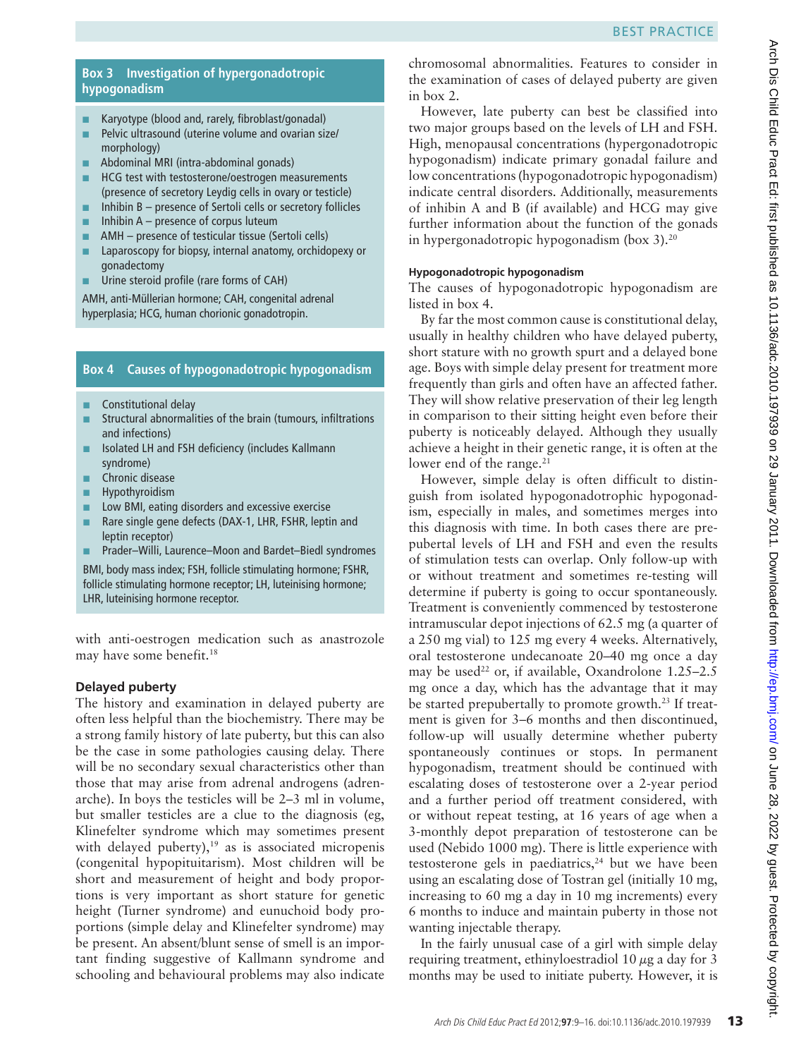**Box 3 Investigation of hypergonadotropic hypogonadism**

- Karyotype (blood and, rarely, fibroblast/gonadal)
- Pelvic ultrasound (uterine volume and ovarian size/morphology)
- Abdominal MRI (intra-abdominal gonads)
- HCG test with testosterone/oestrogen measurements (presence of secretory Leydig cells in ovary or testicle)
- Inhibin B – presence of Sertoli cells or secretory follicles
- Inhibin A – presence of corpus luteum
- AMH – presence of testicular tissue (Sertoli cells)
- Laparoscopy for biopsy, internal anatomy, orchidopexy or gonadectomy
- Urine steroid profile (rare forms of CAH)

AMH, anti-Müllerian hormone; CAH, congenital adrenal hyperplasia; HCG, human chorionic gonadotropin.

**Box 4 Causes of hypogonadotropic hypogonadism**

- Constitutional delay
- Structural abnormalities of the brain (tumours, infiltrations and infections)
- Isolated LH and FSH deficiency (includes Kallmann syndrome)
- Chronic disease
- Hypothyroidism
- Low BMI, eating disorders and excessive exercise
- Rare single gene defects (DAX-1, LHR, FSHR, leptin and leptin receptor)
- Prader–Willi, Laurence–Moon and Bardet–Biedl syndromes

BMI, body mass index; FSH, follicle stimulating hormone; FSHR, follicle stimulating hormone receptor; LH, luteinising hormone; LHR, luteinising hormone receptor.

with anti-oestrogen medication such as anastrozole may have some benefit.[18]

### Delayed puberty

The history and examination in delayed puberty are often less helpful than the biochemistry. There may be a strong family history of late puberty, but this can also be the case in some pathologies causing delay. There will be no secondary sexual characteristics other than those that may arise from adrenal androgens (adrenarche). In boys the testicles will be 2–3 ml in volume, but smaller testicles are a clue to the diagnosis (eg, Klinefelter syndrome which may sometimes present with delayed puberty),[19] as is associated micropenis (congenital hypopituitarism). Most children will be short and measurement of height and body proportions is very important as short stature for genetic height (Turner syndrome) and eunuchoid body proportions (simple delay and Klinefelter syndrome) may be present. An absent/blunt sense of smell is an important finding suggestive of Kallmann syndrome and schooling and behavioural problems may also indicate chromosomal abnormalities. Features to consider in the examination of cases of delayed puberty are given in box 2.

However, late puberty can best be classified into two major groups based on the levels of LH and FSH. High, menopausal concentrations (hypergonadotropic hypogonadism) indicate primary gonadal failure and low concentrations (hypogonadotropic hypogonadism) indicate central disorders. Additionally, measurements of inhibin A and B (if available) and HCG may give further information about the function of the gonads in hypergonadotropic hypogonadism (box 3).[20]

#### Hypogonadotropic hypogonadism

The causes of hypogonadotropic hypogonadism are listed in box 4.

By far the most common cause is constitutional delay, usually in healthy children who have delayed puberty, short stature with no growth spurt and a delayed bone age. Boys with simple delay present for treatment more frequently than girls and often have an affected father. They will show relative preservation of their leg length in comparison to their sitting height even before their puberty is noticeably delayed. Although they usually achieve a height in their genetic range, it is often at the lower end of the range.[21]

However, simple delay is often difficult to distinguish from isolated hypogonadotrophic hypogonadism, especially in males, and sometimes merges into this diagnosis with time. In both cases there are prepubertal levels of LH and FSH and even the results of stimulation tests can overlap. Only follow-up with or without treatment and sometimes re-testing will determine if puberty is going to occur spontaneously. Treatment is conveniently commenced by testosterone intramuscular depot injections of 62.5 mg (a quarter of a 250 mg vial) to 125 mg every 4 weeks. Alternatively, oral testosterone undecanoate 20–40 mg once a day may be used[22] or, if available, Oxandrolone 1.25–2.5 mg once a day, which has the advantage that it may be started prepubertally to promote growth.[23] If treatment is given for 3–6 months and then discontinued, follow-up will usually determine whether puberty spontaneously continues or stops. In permanent hypogonadism, treatment should be continued with escalating doses of testosterone over a 2-year period and a further period off treatment considered, with or without repeat testing, at 16 years of age when a 3-monthly depot preparation of testosterone can be used (Nebido 1000 mg). There is little experience with testosterone gels in paediatrics,[24] but we have been using an escalating dose of Tostran gel (initially 10 mg, increasing to 60 mg a day in 10 mg increments) every 6 months to induce and maintain puberty in those not wanting injectable therapy.

In the fairly unusual case of a girl with simple delay requiring treatment, ethinyloestradiol 10 μg a day for 3 months may be used to initiate puberty. However, it is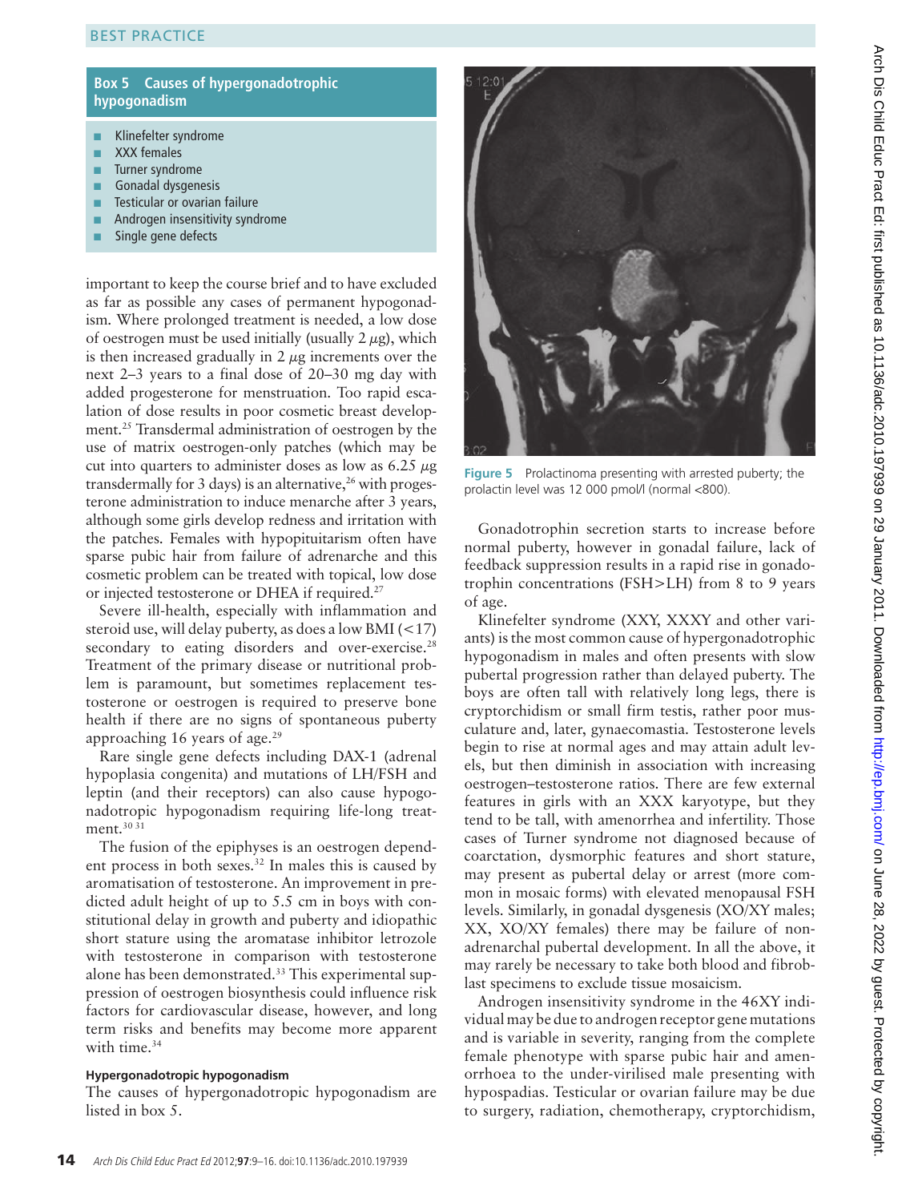**Box 5 Causes of hypergonadotrophic hypogonadism**

- Klinefelter syndrome
- XXX females
- Turner syndrome
- Gonadal dysgenesis
- Testicular or ovarian failure
- Androgen insensitivity syndrome
- Single gene defects

important to keep the course brief and to have excluded as far as possible any cases of permanent hypogonadism. Where prolonged treatment is needed, a low dose of oestrogen must be used initially (usually 2 μg), which is then increased gradually in 2 μg increments over the next 2–3 years to a final dose of 20–30 mg day with added progesterone for menstruation. Too rapid escalation of dose results in poor cosmetic breast development.[25] Transdermal administration of oestrogen by the use of matrix oestrogen-only patches (which may be cut into quarters to administer doses as low as 6.25 μg transdermally for 3 days) is an alternative,[26] with progesterone administration to induce menarche after 3 years, although some girls develop redness and irritation with the patches. Females with hypopituitarism often have sparse pubic hair from failure of adrenarche and this cosmetic problem can be treated with topical, low dose or injected testosterone or DHEA if required.[27]

Severe ill-health, especially with inflammation and steroid use, will delay puberty, as does a low BMI (<17) secondary to eating disorders and over-exercise.[28] Treatment of the primary disease or nutritional problem is paramount, but sometimes replacement testosterone or oestrogen is required to preserve bone health if there are no signs of spontaneous puberty approaching 16 years of age.[29]

Rare single gene defects including DAX-1 (adrenal hypoplasia congenita) and mutations of LH/FSH and leptin (and their receptors) can also cause hypogonadotropic hypogonadism requiring life-long treatment.[30 31]

The fusion of the epiphyses is an oestrogen dependent process in both sexes.[32] In males this is caused by aromatisation of testosterone. An improvement in predicted adult height of up to 5.5 cm in boys with constitutional delay in growth and puberty and idiopathic short stature using the aromatase inhibitor letrozole with testosterone in comparison with testosterone alone has been demonstrated.[33] This experimental suppression of oestrogen biosynthesis could influence risk factors for cardiovascular disease, however, and long term risks and benefits may become more apparent with time.[34]

#### Hypergonadotropic hypogonadism

The causes of hypergonadotropic hypogonadism are listed in box 5.

Figure 5 Prolactinoma presenting with arrested puberty; the prolactin level was 12 000 pmol/l (normal <800).

Gonadotrophin secretion starts to increase before normal puberty, however in gonadal failure, lack of feedback suppression results in a rapid rise in gonadotrophin concentrations (FSH>LH) from 8 to 9 years of age.

Klinefelter syndrome (XXY, XXXY and other variants) is the most common cause of hypergonadotrophic hypogonadism in males and often presents with slow pubertal progression rather than delayed puberty. The boys are often tall with relatively long legs, there is cryptorchidism or small firm testis, rather poor musculature and, later, gynaecomastia. Testosterone levels begin to rise at normal ages and may attain adult levels, but then diminish in association with increasing oestrogen–testosterone ratios. There are few external features in girls with an XXX karyotype, but they tend to be tall, with amenorrhea and infertility. Those cases of Turner syndrome not diagnosed because of coarctation, dysmorphic features and short stature, may present as pubertal delay or arrest (more common in mosaic forms) with elevated menopausal FSH levels. Similarly, in gonadal dysgenesis (XO/XY males; XX, XO/XY females) there may be failure of non-adrenarchal pubertal development. In all the above, it may rarely be necessary to take both blood and fibroblast specimens to exclude tissue mosaicism.

Androgen insensitivity syndrome in the 46XY individual may be due to androgen receptor gene mutations and is variable in severity, ranging from the complete female phenotype with sparse pubic hair and amenorrhoea to the under-virilised male presenting with hypospadias. Testicular or ovarian failure may be due to surgery, radiation, chemotherapy, cryptorchidism,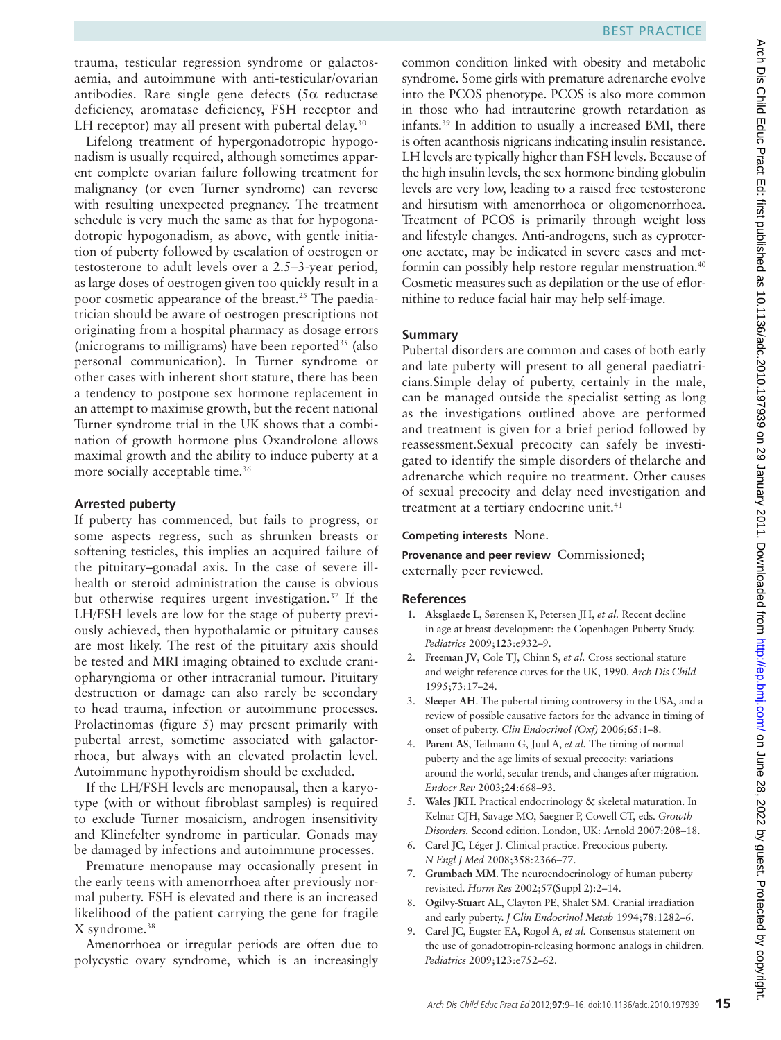trauma, testicular regression syndrome or galactosaemia, and autoimmune with anti-testicular/ovarian antibodies. Rare single gene defects (5α reductase deficiency, aromatase deficiency, FSH receptor and LH receptor) may all present with pubertal delay.[30]

Lifelong treatment of hypergonadotropic hypogonadism is usually required, although sometimes apparent complete ovarian failure following treatment for malignancy (or even Turner syndrome) can reverse with resulting unexpected pregnancy. The treatment schedule is very much the same as that for hypogonadotropic hypogonadism, as above, with gentle initiation of puberty followed by escalation of oestrogen or testosterone to adult levels over a 2.5–3-year period, as large doses of oestrogen given too quickly result in a poor cosmetic appearance of the breast.[25] The paediatrician should be aware of oestrogen prescriptions not originating from a hospital pharmacy as dosage errors (micrograms to milligrams) have been reported[35] (also personal communication). In Turner syndrome or other cases with inherent short stature, there has been a tendency to postpone sex hormone replacement in an attempt to maximise growth, but the recent national Turner syndrome trial in the UK shows that a combination of growth hormone plus Oxandrolone allows maximal growth and the ability to induce puberty at a more socially acceptable time.[36]

### Arrested puberty

If puberty has commenced, but fails to progress, or some aspects regress, such as shrunken breasts or softening testicles, this implies an acquired failure of the pituitary–gonadal axis. In the case of severe ill-health or steroid administration the cause is obvious but otherwise requires urgent investigation.[37] If the LH/FSH levels are low for the stage of puberty previously achieved, then hypothalamic or pituitary causes are most likely. The rest of the pituitary axis should be tested and MRI imaging obtained to exclude craniopharyngioma or other intracranial tumour. Pituitary destruction or damage can also rarely be secondary to head trauma, infection or autoimmune processes. Prolactinomas (figure 5) may present primarily with pubertal arrest, sometime associated with galactorrhoea, but always with an elevated prolactin level. Autoimmune hypothyroidism should be excluded.

If the LH/FSH levels are menopausal, then a karyotype (with or without fibroblast samples) is required to exclude Turner mosaicism, androgen insensitivity and Klinefelter syndrome in particular. Gonads may be damaged by infections and autoimmune processes.

Premature menopause may occasionally present in the early teens with amenorrhoea after previously normal puberty. FSH is elevated and there is an increased likelihood of the patient carrying the gene for fragile X syndrome.[38]

Amenorrhoea or irregular periods are often due to polycystic ovary syndrome, which is an increasingly common condition linked with obesity and metabolic syndrome. Some girls with premature adrenarche evolve into the PCOS phenotype. PCOS is also more common in those who had intrauterine growth retardation as infants.[39] In addition to usually a increased BMI, there is often acanthosis nigricans indicating insulin resistance. LH levels are typically higher than FSH levels. Because of the high insulin levels, the sex hormone binding globulin levels are very low, leading to a raised free testosterone and hirsutism with amenorrhoea or oligomenorrhoea. Treatment of PCOS is primarily through weight loss and lifestyle changes. Anti-androgens, such as cyproterone acetate, may be indicated in severe cases and metformin can possibly help restore regular menstruation.[40] Cosmetic measures such as depilation or the use of eflornithine to reduce facial hair may help self-image.

### Summary

Pubertal disorders are common and cases of both early and late puberty will present to all general paediatricians.Simple delay of puberty, certainly in the male, can be managed outside the specialist setting as long as the investigations outlined above are performed and treatment is given for a brief period followed by reassessment.Sexual precocity can safely be investigated to identify the simple disorders of thelarche and adrenarche which require no treatment. Other causes of sexual precocity and delay need investigation and treatment at a tertiary endocrine unit.[41]

**Competing interests** None.

**Provenance and peer review** Commissioned; externally peer reviewed.

### References

1. **Aksglaede L**, Sørensen K, Petersen JH, *et al.* Recent decline in age at breast development: the Copenhagen Puberty Study. *Pediatrics* 2009;**123**:e932–9.
2. **Freeman JV**, Cole TJ, Chinn S, *et al.* Cross sectional stature and weight reference curves for the UK, 1990. *Arch Dis Child* 1995;**73**:17–24.
3. **Sleeper AH**. The pubertal timing controversy in the USA, and a review of possible causative factors for the advance in timing of onset of puberty. *Clin Endocrinol (Oxf)* 2006;**65**:1–8.
4. **Parent AS**, Teilmann G, Juul A, *et al.* The timing of normal puberty and the age limits of sexual precocity: variations around the world, secular trends, and changes after migration. *Endocr Rev* 2003;**24**:668–93.
5. **Wales JKH**. Practical endocrinology & skeletal maturation. In Kelnar CJH, Savage MO, Saegner P, Cowell CT, eds. *Growth Disorders.* Second edition. London, UK: Arnold 2007:208–18.
6. **Carel JC**, Léger J. Clinical practice. Precocious puberty. *N Engl J Med* 2008;**358**:2366–77.
7. **Grumbach MM**. The neuroendocrinology of human puberty revisited. *Horm Res* 2002;**57**(Suppl 2):2–14.
8. **Ogilvy-Stuart AL**, Clayton PE, Shalet SM. Cranial irradiation and early puberty. *J Clin Endocrinol Metab* 1994;**78**:1282–6.
9. **Carel JC**, Eugster EA, Rogol A, *et al.* Consensus statement on the use of gonadotropin-releasing hormone analogs in children. *Pediatrics* 2009;**123**:e752–62.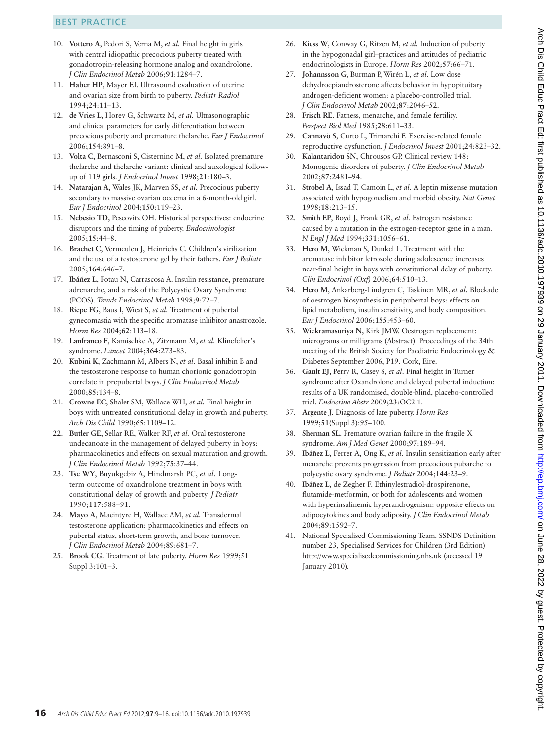10. **Vottero A**, Pedori S, Verna M, *et al.* Final height in girls with central idiopathic precocious puberty treated with gonadotropin-releasing hormone analog and oxandrolone. *J Clin Endocrinol Metab* 2006;**91**:1284–7.
11. **Haber HP**, Mayer EI. Ultrasound evaluation of uterine and ovarian size from birth to puberty. *Pediatr Radiol* 1994;**24**:11–13.
12. **de Vries L**, Horev G, Schwartz M, *et al.* Ultrasonographic and clinical parameters for early differentiation between precocious puberty and premature thelarche. *Eur J Endocrinol* 2006;**154**:891–8.
13. **Volta C**, Bernasconi S, Cisternino M, *et al.* Isolated premature thelarche and thelarche variant: clinical and auxological follow-up of 119 girls. *J Endocrinol Invest* 1998;**21**:180–3.
14. **Natarajan A**, Wales JK, Marven SS, *et al.* Precocious puberty secondary to massive ovarian oedema in a 6-month-old girl. *Eur J Endocrinol* 2004;**150**:119–23.
15. **Nebesio TD,** Pescovitz OH. Historical perspectives: endocrine disruptors and the timing of puberty. *Endocrinologist* 2005;**15**:44–8.
16. **Brachet C**, Vermeulen J, Heinrichs C. Children's virilization and the use of a testosterone gel by their fathers. *Eur J Pediatr* 2005;**164**:646–7.
17. **Ibáñez L**, Potau N, Carrascosa A. Insulin resistance, premature adrenarche, and a risk of the Polycystic Ovary Syndrome (PCOS). *Trends Endocrinol Metab* 1998;**9**:72–7.
18. **Riepe FG**, Baus I, Wiest S, *et al.* Treatment of pubertal gynecomastia with the specific aromatase inhibitor anastrozole. *Horm Res* 2004;**62**:113–18.
19. **Lanfranco F**, Kamischke A, Zitzmann M, *et al.* Klinefelter's syndrome. *Lancet* 2004;**364**:273–83.
20. **Kubini K**, Zachmann M, Albers N, *et al.* Basal inhibin B and the testosterone response to human chorionic gonadotropin correlate in prepubertal boys. *J Clin Endocrinol Metab* 2000;**85**:134–8.
21. **Crowne EC**, Shalet SM, Wallace WH, *et al.* Final height in boys with untreated constitutional delay in growth and puberty. *Arch Dis Child* 1990;**65**:1109–12.
22. **Butler GE**, Sellar RE, Walker RF, *et al.* Oral testosterone undecanoate in the management of delayed puberty in boys: pharmacokinetics and effects on sexual maturation and growth. *J Clin Endocrinol Metab* 1992;**75**:37–44.
23. **Tse WY**, Buyukgebiz A, Hindmarsh PC, *et al.* Long-term outcome of oxandrolone treatment in boys with constitutional delay of growth and puberty. *J Pediatr* 1990;**117**:588–91.
24. **Mayo A**, Macintyre H, Wallace AM, *et al.* Transdermal testosterone application: pharmacokinetics and effects on pubertal status, short-term growth, and bone turnover. *J Clin Endocrinol Metab* 2004;**89**:681–7.
25. **Brook CG**. Treatment of late puberty. *Horm Res* 1999;**51** Suppl 3:101–3.
26. **Kiess W**, Conway G, Ritzen M, *et al.* Induction of puberty in the hypogonadal girl–practices and attitudes of pediatric endocrinologists in Europe. *Horm Res* 2002;**57**:66–71.
27. **Johannsson G**, Burman P, Wirén L, *et al.* Low dose dehydroepiandrosterone affects behavior in hypopituitary androgen-deficient women: a placebo-controlled trial. *J Clin Endocrinol Metab* 2002;**87**:2046–52.
28. **Frisch RE**. Fatness, menarche, and female fertility. *Perspect Biol Med* 1985;**28**:611–33.
29. **Cannavò S**, Curtò L, Trimarchi F. Exercise-related female reproductive dysfunction. *J Endocrinol Invest* 2001;**24**:823–32.
30. **Kalantaridou SN**, Chrousos GP. Clinical review 148: Monogenic disorders of puberty. *J Clin Endocrinol Metab* 2002;**87**:2481–94.
31. **Strobel A**, Issad T, Camoin L, *et al.* A leptin missense mutation associated with hypogonadism and morbid obesity. *Nat Genet* 1998;**18**:213–15.
32. **Smith EP**, Boyd J, Frank GR, *et al.* Estrogen resistance caused by a mutation in the estrogen-receptor gene in a man. *N Engl J Med* 1994;**331**:1056–61.
33. **Hero M**, Wickman S, Dunkel L. Treatment with the aromatase inhibitor letrozole during adolescence increases near-final height in boys with constitutional delay of puberty. *Clin Endocrinol (Oxf)* 2006;**64**:510–13.
34. **Hero M**, Ankarberg-Lindgren C, Taskinen MR, *et al.* Blockade of oestrogen biosynthesis in peripubertal boys: effects on lipid metabolism, insulin sensitivity, and body composition. *Eur J Endocrinol* 2006;**155**:453–60.
35. **Wickramasuriya N,** Kirk JMW. Oestrogen replacement: micrograms or milligrams (Abstract). Proceedings of the 34th meeting of the British Society for Paediatric Endocrinology & Diabetes September 2006, P19. Cork, Eire.
36. **Gault EJ,** Perry R, Casey S, *et al*. Final height in Turner syndrome after Oxandrolone and delayed pubertal induction: results of a UK randomised, double-blind, placebo-controlled trial. *Endocrine Abstr* 2009;**23**:OC2.1.
37. **Argente J**. Diagnosis of late puberty. *Horm Res* 1999;**51**(Suppl 3):95–100.
38. **Sherman SL**. Premature ovarian failure in the fragile X syndrome. *Am J Med Genet* 2000;**97**:189–94.
39. **Ibáñez L**, Ferrer A, Ong K, *et al.* Insulin sensitization early after menarche prevents progression from precocious pubarche to polycystic ovary syndrome. *J Pediatr* 2004;**144**:23–9.
40. **Ibáñez L**, de Zegher F. Ethinylestradiol-drospirenone, flutamide-metformin, or both for adolescents and women with hyperinsulinemic hyperandrogenism: opposite effects on adipocytokines and body adiposity. *J Clin Endocrinol Metab* 2004;**89**:1592–7.
41. National Specialised Commissioning Team. SSNDS Definition number 23, Specialised Services for Children (3rd Edition) http://www.specialisedcommissioning.nhs.uk (accessed 19 January 2010).